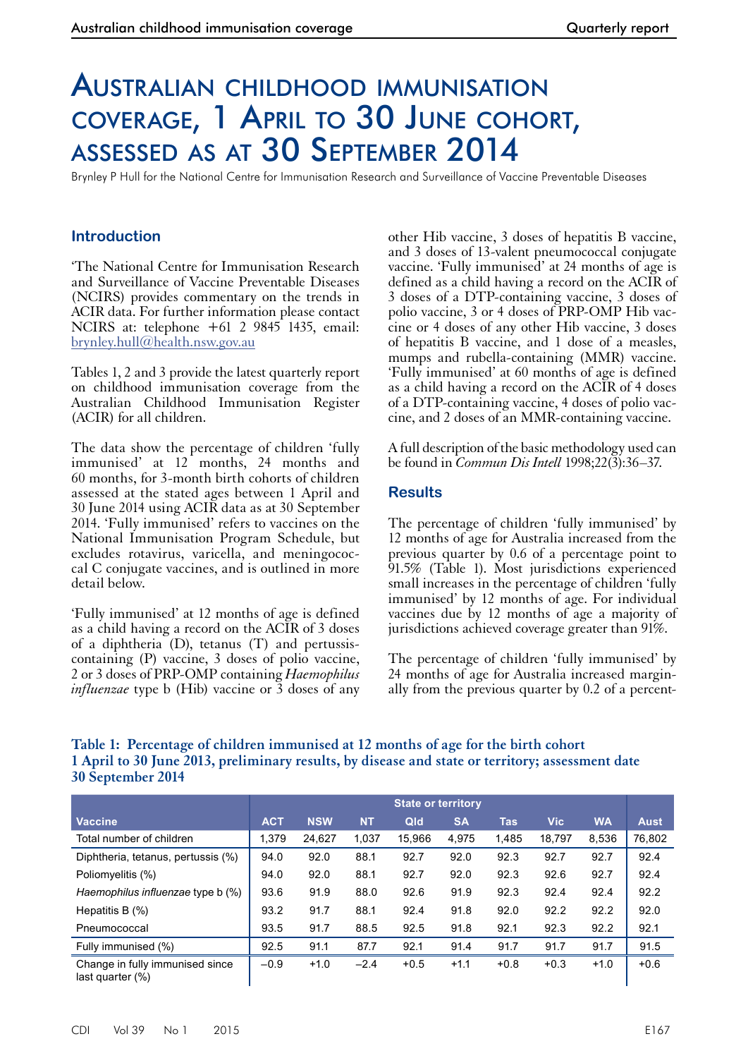# Australian childhood immunisation coverage, 1 April to 30 June cohort, assessed as at 30 September 2014

Brynley P Hull for the National Centre for Immunisation Research and Surveillance of Vaccine Preventable Diseases

## Introduction

'The National Centre for Immunisation Research and Surveillance of Vaccine Preventable Diseases (NCIRS) provides commentary on the trends in ACIR data. For further information please contact NCIRS at: telephone +61 2 9845 1435, email: brynley.hull@health.nsw.gov.au

Tables 1, 2 and 3 provide the latest quarterly report on childhood immunisation coverage from the Australian Childhood Immunisation Register (ACIR) for all children.

The data show the percentage of children 'fully immunised' at 12 months, 24 months and 60 months, for 3-month birth cohorts of children assessed at the stated ages between 1 April and 30 June 2014 using ACIR data as at 30 September 2014. 'Fully immunised' refers to vaccines on the National Immunisation Program Schedule, but excludes rotavirus, varicella, and meningococcal C conjugate vaccines, and is outlined in more detail below.

'Fully immunised' at 12 months of age is defined as a child having a record on the ACIR of 3 doses of a diphtheria (D), tetanus (T) and pertussis-containing (P) vaccine, 3 doses of polio vaccine, 2 or 3 doses of PRP-OMP containing *Haemophilus influenzae* type b (Hib) vaccine or 3 doses of any other Hib vaccine, 3 doses of hepatitis B vaccine, and 3 doses of 13-valent pneumococcal conjugate vaccine. 'Fully immunised' at 24 months of age is defined as a child having a record on the ACIR of 3 doses of a DTP-containing vaccine, 3 doses of polio vaccine, 3 or 4 doses of PRP-OMP Hib vaccine or 4 doses of any other Hib vaccine, 3 doses of hepatitis B vaccine, and 1 dose of a measles, mumps and rubella-containing (MMR) vaccine. 'Fully immunised' at 60 months of age is defined as a child having a record on the ACIR of 4 doses of a DTP-containing vaccine, 4 doses of polio vaccine, and 2 doses of an MMR-containing vaccine.

A full description of the basic methodology used can be found in *Commun Dis Intell* 1998;22(3):36–37.

## Results

The percentage of children 'fully immunised' by 12 months of age for Australia increased from the previous quarter by 0.6 of a percentage point to 91.5% (Table 1). Most jurisdictions experienced small increases in the percentage of children 'fully immunised' by 12 months of age. For individual vaccines due by 12 months of age a majority of jurisdictions achieved coverage greater than 91%.

The percentage of children 'fully immunised' by 24 months of age for Australia increased marginally from the previous quarter by 0.2 of a percent-

**Table 1: Percentage of children immunised at 12 months of age for the birth cohort 1 April to 30 June 2013, preliminary results, by disease and state or territory; assessment date 30 September 2014**

| | State or territory | | | | | | | | |
|---|---|---|---|---|---|---|---|---|---|
| Vaccine | ACT | NSW | NT | Qld | SA | Tas | Vic | WA | Aust |
| Total number of children | 1,379 | 24,627 | 1,037 | 15,966 | 4,975 | 1,485 | 18,797 | 8,536 | 76,802 |
| Diphtheria, tetanus, pertussis (%) | 94.0 | 92.0 | 88.1 | 92.7 | 92.0 | 92.3 | 92.7 | 92.7 | 92.4 |
| Poliomyelitis (%) | 94.0 | 92.0 | 88.1 | 92.7 | 92.0 | 92.3 | 92.6 | 92.7 | 92.4 |
| *Haemophilus influenzae* type b (%) | 93.6 | 91.9 | 88.0 | 92.6 | 91.9 | 92.3 | 92.4 | 92.4 | 92.2 |
| Hepatitis B (%) | 93.2 | 91.7 | 88.1 | 92.4 | 91.8 | 92.0 | 92.2 | 92.2 | 92.0 |
| Pneumococcal | 93.5 | 91.7 | 88.5 | 92.5 | 91.8 | 92.1 | 92.3 | 92.2 | 92.1 |
| Fully immunised (%) | 92.5 | 91.1 | 87.7 | 92.1 | 91.4 | 91.7 | 91.7 | 91.7 | 91.5 |
| Change in fully immunised since last quarter (%) | −0.9 | +1.0 | −2.4 | +0.5 | +1.1 | +0.8 | +0.3 | +1.0 | +0.6 |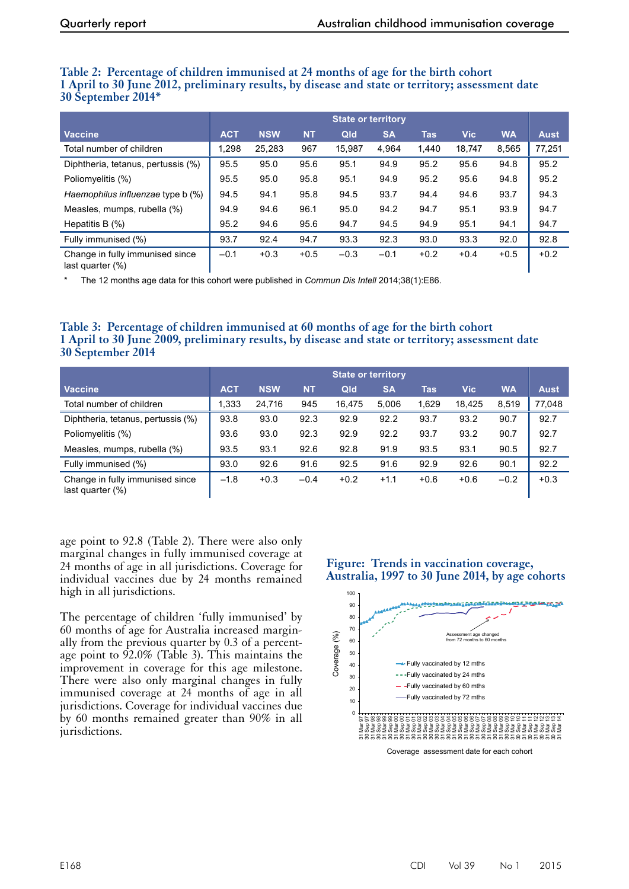### Table 2: Percentage of children immunised at 24 months of age for the birth cohort 1 April to 30 June 2012, preliminary results, by disease and state or territory; assessment date 30 September 2014*

| Vaccine | State or territory | | | | | | | | Aust |
|---|---|---|---|---|---|---|---|---|---|
| | ACT | NSW | NT | Qld | SA | Tas | Vic | WA | |
| Total number of children | 1,298 | 25,283 | 967 | 15,987 | 4,964 | 1,440 | 18,747 | 8,565 | 77,251 |
| Diphtheria, tetanus, pertussis (%) | 95.5 | 95.0 | 95.6 | 95.1 | 94.9 | 95.2 | 95.6 | 94.8 | 95.2 |
| Poliomyelitis (%) | 95.5 | 95.0 | 95.8 | 95.1 | 94.9 | 95.2 | 95.6 | 94.8 | 95.2 |
| *Haemophilus influenzae* type b (%) | 94.5 | 94.1 | 95.8 | 94.5 | 93.7 | 94.4 | 94.6 | 93.7 | 94.3 |
| Measles, mumps, rubella (%) | 94.9 | 94.6 | 96.1 | 95.0 | 94.2 | 94.7 | 95.1 | 93.9 | 94.7 |
| Hepatitis B (%) | 95.2 | 94.6 | 95.6 | 94.7 | 94.5 | 94.9 | 95.1 | 94.1 | 94.7 |
| Fully immunised (%) | 93.7 | 92.4 | 94.7 | 93.3 | 92.3 | 93.0 | 93.3 | 92.0 | 92.8 |
| Change in fully immunised since last quarter (%) | −0.1 | +0.3 | +0.5 | −0.3 | −0.1 | +0.2 | +0.4 | +0.5 | +0.2 |

\* The 12 months age data for this cohort were published in *Commun Dis Intell* 2014;38(1):E86.

### Table 3: Percentage of children immunised at 60 months of age for the birth cohort 1 April to 30 June 2009, preliminary results, by disease and state or territory; assessment date 30 September 2014

| Vaccine | State or territory | | | | | | | | Aust |
|---|---|---|---|---|---|---|---|---|---|
| | ACT | NSW | NT | Qld | SA | Tas | Vic | WA | |
| Total number of children | 1,333 | 24,716 | 945 | 16,475 | 5,006 | 1,629 | 18,425 | 8,519 | 77,048 |
| Diphtheria, tetanus, pertussis (%) | 93.8 | 93.0 | 92.3 | 92.9 | 92.2 | 93.7 | 93.2 | 90.7 | 92.7 |
| Poliomyelitis (%) | 93.6 | 93.0 | 92.3 | 92.9 | 92.2 | 93.7 | 93.2 | 90.7 | 92.7 |
| Measles, mumps, rubella (%) | 93.5 | 93.1 | 92.6 | 92.8 | 91.9 | 93.5 | 93.1 | 90.5 | 92.7 |
| Fully immunised (%) | 93.0 | 92.6 | 91.6 | 92.5 | 91.6 | 92.9 | 92.6 | 90.1 | 92.2 |
| Change in fully immunised since last quarter (%) | −1.8 | +0.3 | −0.4 | +0.2 | +1.1 | +0.6 | +0.6 | −0.2 | +0.3 |

age point to 92.8 (Table 2). There were also only marginal changes in fully immunised coverage at 24 months of age in all jurisdictions. Coverage for individual vaccines due by 24 months remained high in all jurisdictions.

The percentage of children 'fully immunised' by 60 months of age for Australia increased marginally from the previous quarter by 0.3 of a percentage point to 92.0% (Table 3). This maintains the improvement in coverage for this age milestone. There were also only marginal changes in fully immunised coverage at 24 months of age in all jurisdictions. Coverage for individual vaccines due by 60 months remained greater than 90% in all jurisdictions.

### Figure: Trends in vaccination coverage, Australia, 1997 to 30 June 2014, by age cohorts

Coverage (%)
100
90
80
70
60
50
40
30
20
10
0

Assessment age changed from 72 months to 60 months

Fully vaccinated by 12 mths
Fully vaccinated by 24 mths
Fully vaccinated by 60 mths
Fully vaccinated by 72 mths

31 Mar 97
30 Sep 97
31 Mar 98
30 Sep 98
31 Mar 99
30 Sep 99
31 Mar 00
30 Sep 00
31 Mar 01
30 Sep 01
31 Mar 02
30 Sep 02
30 Mar 03
30 Sep 03
31 Mar 04
30 Sep 04
31 Mar 05
30 Sep 05
31 Mar 06
30 Sep 06
31 Mar 07
30 Sep 07
31 Mar 08
30 Sep 08
31 Mar 09
30 Sep 09
31 Mar 10
30 Sep 10
31 Mar 11
30 Sep 11
31 Mar 12
30 Sep 12
31 Mar 13
30 Sep 13
31 Mar 14

Coverage assessment date for each cohort